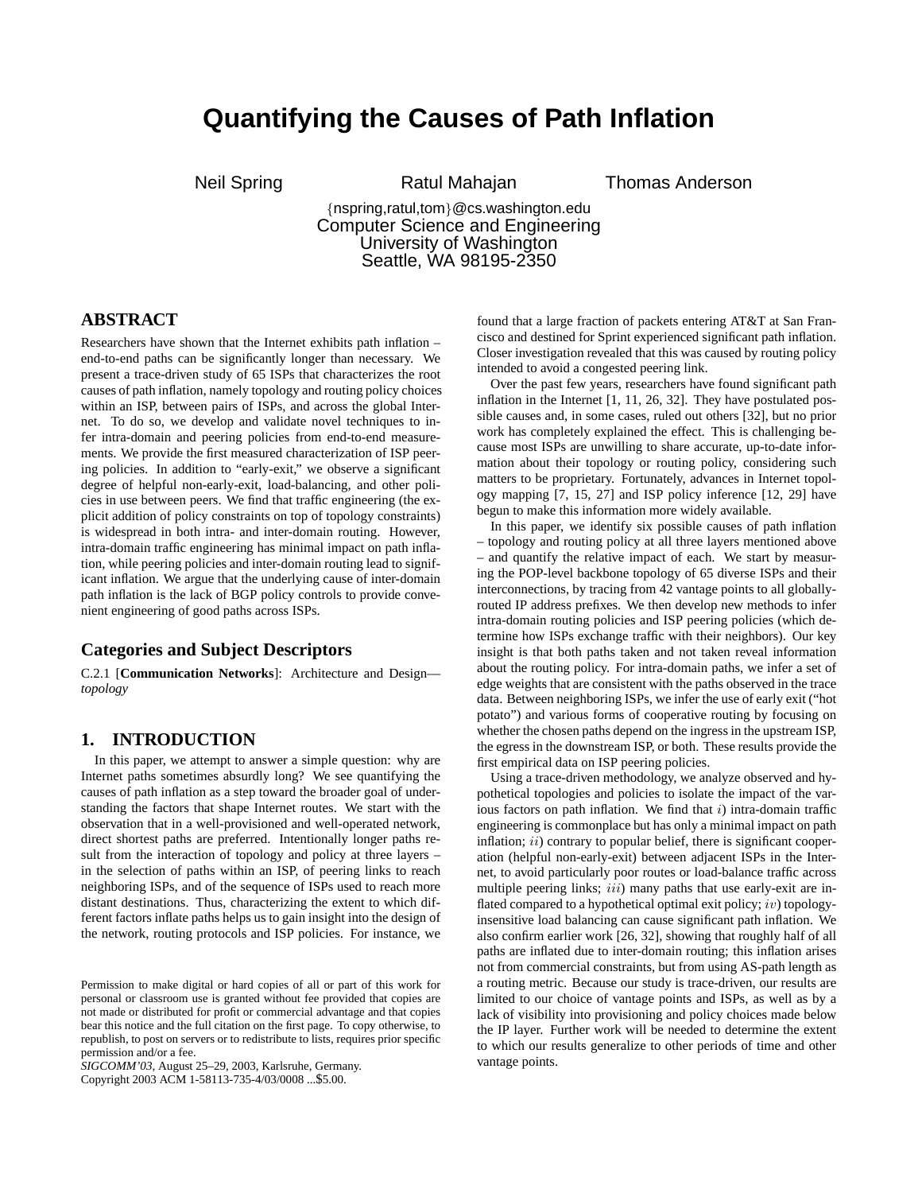# Quantifying the Causes of Path Inflation

Neil Spring  Ratul Mahajan  Thomas Anderson

{nspring,ratul,tom}@cs.washington.edu
Computer Science and Engineering
University of Washington
Seattle, WA 98195-2350

## ABSTRACT

Researchers have shown that the Internet exhibits path inflation – end-to-end paths can be significantly longer than necessary. We present a trace-driven study of 65 ISPs that characterizes the root causes of path inflation, namely topology and routing policy choices within an ISP, between pairs of ISPs, and across the global Internet. To do so, we develop and validate novel techniques to infer intra-domain and peering policies from end-to-end measurements. We provide the first measured characterization of ISP peering policies. In addition to "early-exit," we observe a significant degree of helpful non-early-exit, load-balancing, and other policies in use between peers. We find that traffic engineering (the explicit addition of policy constraints on top of topology constraints) is widespread in both intra- and inter-domain routing. However, intra-domain traffic engineering has minimal impact on path inflation, while peering policies and inter-domain routing lead to significant inflation. We argue that the underlying cause of inter-domain path inflation is the lack of BGP policy controls to provide convenient engineering of good paths across ISPs.

## Categories and Subject Descriptors

C.2.1 [**Communication Networks**]: Architecture and Design—*topology*

## 1. INTRODUCTION

In this paper, we attempt to answer a simple question: why are Internet paths sometimes absurdly long? We see quantifying the causes of path inflation as a step toward the broader goal of understanding the factors that shape Internet routes. We start with the observation that in a well-provisioned and well-operated network, direct shortest paths are preferred. Intentionally longer paths result from the interaction of topology and policy at three layers – in the selection of paths within an ISP, of peering links to reach neighboring ISPs, and of the sequence of ISPs used to reach more distant destinations. Thus, characterizing the extent to which different factors inflate paths helps us to gain insight into the design of the network, routing protocols and ISP policies. For instance, we found that a large fraction of packets entering AT&T at San Francisco and destined for Sprint experienced significant path inflation. Closer investigation revealed that this was caused by routing policy intended to avoid a congested peering link.

Over the past few years, researchers have found significant path inflation in the Internet [1, 11, 26, 32]. They have postulated possible causes and, in some cases, ruled out others [32], but no prior work has completely explained the effect. This is challenging because most ISPs are unwilling to share accurate, up-to-date information about their topology or routing policy, considering such matters to be proprietary. Fortunately, advances in Internet topology mapping [7, 15, 27] and ISP policy inference [12, 29] have begun to make this information more widely available.

In this paper, we identify six possible causes of path inflation – topology and routing policy at all three layers mentioned above – and quantify the relative impact of each. We start by measuring the POP-level backbone topology of 65 diverse ISPs and their interconnections, by tracing from 42 vantage points to all globally-routed IP address prefixes. We then develop new methods to infer intra-domain routing policies and ISP peering policies (which determine how ISPs exchange traffic with their neighbors). Our key insight is that both paths taken and not taken reveal information about the routing policy. For intra-domain paths, we infer a set of edge weights that are consistent with the paths observed in the trace data. Between neighboring ISPs, we infer the use of early exit ("hot potato") and various forms of cooperative routing by focusing on whether the chosen paths depend on the ingress in the upstream ISP, the egress in the downstream ISP, or both. These results provide the first empirical data on ISP peering policies.

Using a trace-driven methodology, we analyze observed and hypothetical topologies and policies to isolate the impact of the various factors on path inflation. We find that $i)$ intra-domain traffic engineering is commonplace but has only a minimal impact on path inflation; $ii)$ contrary to popular belief, there is significant cooperation (helpful non-early-exit) between adjacent ISPs in the Internet, to avoid particularly poor routes or load-balance traffic across multiple peering links; $iii)$ many paths that use early-exit are inflated compared to a hypothetical optimal exit policy; $iv)$ topology-insensitive load balancing can cause significant path inflation. We also confirm earlier work [26, 32], showing that roughly half of all paths are inflated due to inter-domain routing; this inflation arises not from commercial constraints, but from using AS-path length as a routing metric. Because our study is trace-driven, our results are limited to our choice of vantage points and ISPs, as well as by a lack of visibility into provisioning and policy choices made below the IP layer. Further work will be needed to determine the extent to which our results generalize to other periods of time and other vantage points.

Permission to make digital or hard copies of all or part of this work for personal or classroom use is granted without fee provided that copies are not made or distributed for profit or commercial advantage and that copies bear this notice and the full citation on the first page. To copy otherwise, to republish, to post on servers or to redistribute to lists, requires prior specific permission and/or a fee.
*SIGCOMM'03*, August 25–29, 2003, Karlsruhe, Germany.
Copyright 2003 ACM 1-58113-735-4/03/0008 ...$5.00.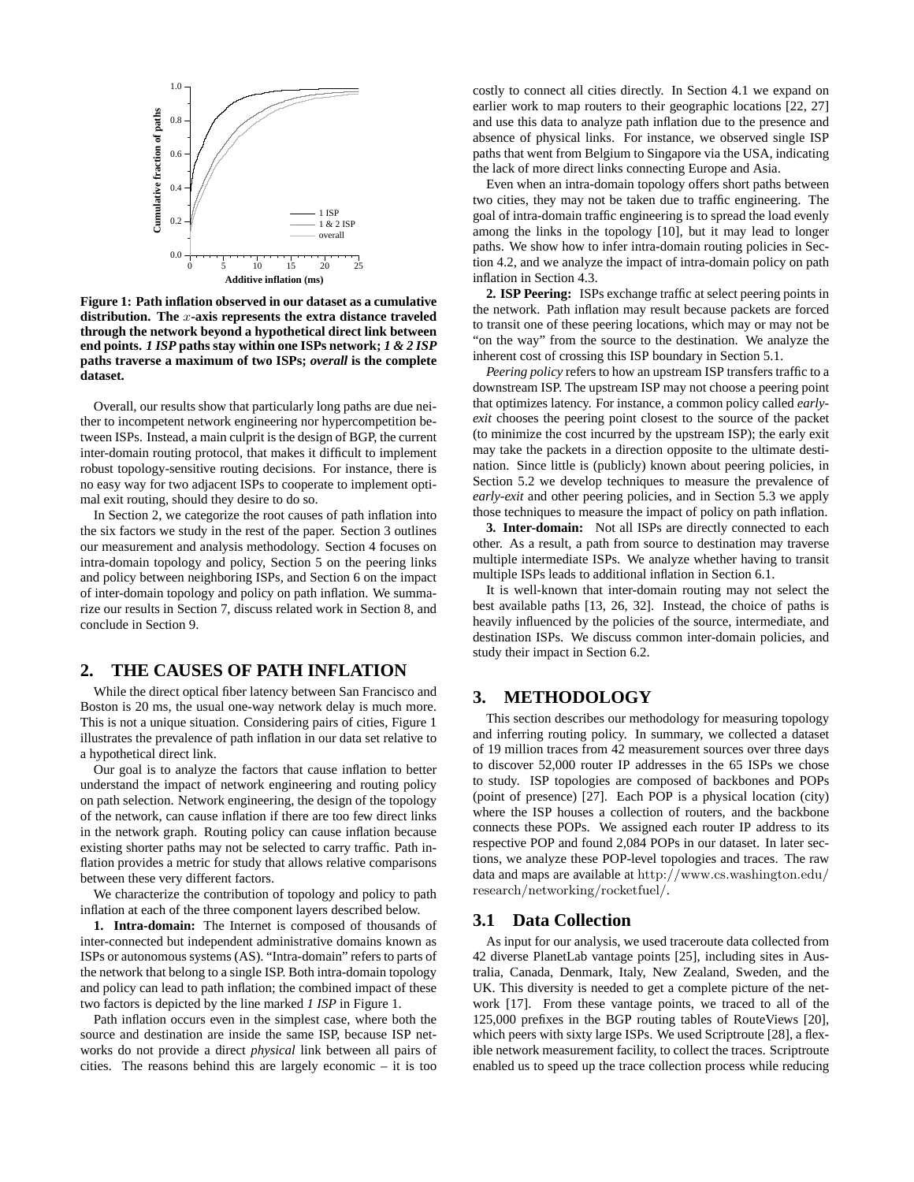**Figure 1: Path inflation observed in our dataset as a cumulative distribution. The $x$-axis represents the extra distance traveled through the network beyond a hypothetical direct link between end points. *1 ISP* paths stay within one ISPs network; *1 & 2 ISP* paths traverse a maximum of two ISPs; *overall* is the complete dataset.**

Overall, our results show that particularly long paths are due neither to incompetent network engineering nor hypercompetition between ISPs. Instead, a main culprit is the design of BGP, the current inter-domain routing protocol, that makes it difficult to implement robust topology-sensitive routing decisions. For instance, there is no easy way for two adjacent ISPs to cooperate to implement optimal exit routing, should they desire to do so.

In Section 2, we categorize the root causes of path inflation into the six factors we study in the rest of the paper. Section 3 outlines our measurement and analysis methodology. Section 4 focuses on intra-domain topology and policy, Section 5 on the peering links and policy between neighboring ISPs, and Section 6 on the impact of inter-domain topology and policy on path inflation. We summarize our results in Section 7, discuss related work in Section 8, and conclude in Section 9.

## 2. THE CAUSES OF PATH INFLATION

While the direct optical fiber latency between San Francisco and Boston is 20 ms, the usual one-way network delay is much more. This is not a unique situation. Considering pairs of cities, Figure 1 illustrates the prevalence of path inflation in our data set relative to a hypothetical direct link.

Our goal is to analyze the factors that cause inflation to better understand the impact of network engineering and routing policy on path selection. Network engineering, the design of the topology of the network, can cause inflation if there are too few direct links in the network graph. Routing policy can cause inflation because existing shorter paths may not be selected to carry traffic. Path inflation provides a metric for study that allows relative comparisons between these very different factors.

We characterize the contribution of topology and policy to path inflation at each of the three component layers described below.

**1. Intra-domain:** The Internet is composed of thousands of inter-connected but independent administrative domains known as ISPs or autonomous systems (AS). "Intra-domain" refers to parts of the network that belong to a single ISP. Both intra-domain topology and policy can lead to path inflation; the combined impact of these two factors is depicted by the line marked *1 ISP* in Figure 1.

Path inflation occurs even in the simplest case, where both the source and destination are inside the same ISP, because ISP networks do not provide a direct *physical* link between all pairs of cities. The reasons behind this are largely economic – it is too costly to connect all cities directly. In Section 4.1 we expand on earlier work to map routers to their geographic locations [22, 27] and use this data to analyze path inflation due to the presence and absence of physical links. For instance, we observed single ISP paths that went from Belgium to Singapore via the USA, indicating the lack of more direct links connecting Europe and Asia.

Even when an intra-domain topology offers short paths between two cities, they may not be taken due to traffic engineering. The goal of intra-domain traffic engineering is to spread the load evenly among the links in the topology [10], but it may lead to longer paths. We show how to infer intra-domain routing policies in Section 4.2, and we analyze the impact of intra-domain policy on path inflation in Section 4.3.

**2. ISP Peering:** ISPs exchange traffic at select peering points in the network. Path inflation may result because packets are forced to transit one of these peering locations, which may or may not be "on the way" from the source to the destination. We analyze the inherent cost of crossing this ISP boundary in Section 5.1.

*Peering policy* refers to how an upstream ISP transfers traffic to a downstream ISP. The upstream ISP may not choose a peering point that optimizes latency. For instance, a common policy called *early-exit* chooses the peering point closest to the source of the packet (to minimize the cost incurred by the upstream ISP); the early exit may take the packets in a direction opposite to the ultimate destination. Since little is (publicly) known about peering policies, in Section 5.2 we develop techniques to measure the prevalence of *early-exit* and other peering policies, and in Section 5.3 we apply those techniques to measure the impact of policy on path inflation.

**3. Inter-domain:** Not all ISPs are directly connected to each other. As a result, a path from source to destination may traverse multiple intermediate ISPs. We analyze whether having to transit multiple ISPs leads to additional inflation in Section 6.1.

It is well-known that inter-domain routing may not select the best available paths [13, 26, 32]. Instead, the choice of paths is heavily influenced by the policies of the source, intermediate, and destination ISPs. We discuss common inter-domain policies, and study their impact in Section 6.2.

## 3. METHODOLOGY

This section describes our methodology for measuring topology and inferring routing policy. In summary, we collected a dataset of 19 million traces from 42 measurement sources over three days to discover 52,000 router IP addresses in the 65 ISPs we chose to study. ISP topologies are composed of backbones and POPs (point of presence) [27]. Each POP is a physical location (city) where the ISP houses a collection of routers, and the backbone connects these POPs. We assigned each router IP address to its respective POP and found 2,084 POPs in our dataset. In later sections, we analyze these POP-level topologies and traces. The raw data and maps are available at http://www.cs.washington.edu/research/networking/rocketfuel/.

### 3.1 Data Collection

As input for our analysis, we used traceroute data collected from 42 diverse PlanetLab vantage points [25], including sites in Australia, Canada, Denmark, Italy, New Zealand, Sweden, and the UK. This diversity is needed to get a complete picture of the network [17]. From these vantage points, we traced to all of the 125,000 prefixes in the BGP routing tables of RouteViews [20], which peers with sixty large ISPs. We used Scriptroute [28], a flexible network measurement facility, to collect the traces. Scriptroute enabled us to speed up the trace collection process while reducing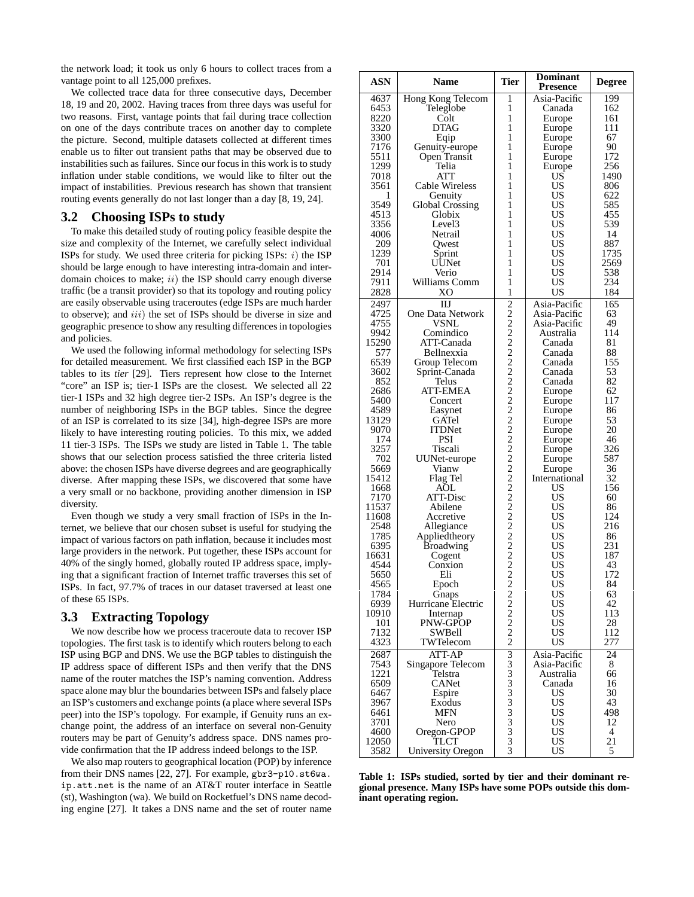the network load; it took us only 6 hours to collect traces from a vantage point to all 125,000 prefixes.

We collected trace data for three consecutive days, December 18, 19 and 20, 2002. Having traces from three days was useful for two reasons. First, vantage points that fail during trace collection on one of the days contribute traces on another day to complete the picture. Second, multiple datasets collected at different times enable us to filter out transient paths that may be observed due to instabilities such as failures. Since our focus in this work is to study inflation under stable conditions, we would like to filter out the impact of instabilities. Previous research has shown that transient routing events generally do not last longer than a day [8, 19, 24].

## 3.2 Choosing ISPs to study

To make this detailed study of routing policy feasible despite the size and complexity of the Internet, we carefully select individual ISPs for study. We used three criteria for picking ISPs: $i)$ the ISP should be large enough to have interesting intra-domain and inter-domain choices to make; $ii)$ the ISP should carry enough diverse traffic (be a transit provider) so that its topology and routing policy are easily observable using traceroutes (edge ISPs are much harder to observe); and $iii)$ the set of ISPs should be diverse in size and geographic presence to show any resulting differences in topologies and policies.

We used the following informal methodology for selecting ISPs for detailed measurement. We first classified each ISP in the BGP tables to its *tier* [29]. Tiers represent how close to the Internet "core" an ISP is; tier-1 ISPs are the closest. We selected all 22 tier-1 ISPs and 32 high degree tier-2 ISPs. An ISP's degree is the number of neighboring ISPs in the BGP tables. Since the degree of an ISP is correlated to its size [34], high-degree ISPs are more likely to have interesting routing policies. To this mix, we added 11 tier-3 ISPs. The ISPs we study are listed in Table 1. The table shows that our selection process satisfied the three criteria listed above: the chosen ISPs have diverse degrees and are geographically diverse. After mapping these ISPs, we discovered that some have a very small or no backbone, providing another dimension in ISP diversity.

Even though we study a very small fraction of ISPs in the Internet, we believe that our chosen subset is useful for studying the impact of various factors on path inflation, because it includes most large providers in the network. Put together, these ISPs account for 40% of the singly homed, globally routed IP address space, implying that a significant fraction of Internet traffic traverses this set of ISPs. In fact, 97.7% of traces in our dataset traversed at least one of these 65 ISPs.

## 3.3 Extracting Topology

We now describe how we process traceroute data to recover ISP topologies. The first task is to identify which routers belong to each ISP using BGP and DNS. We use the BGP tables to distinguish the IP address space of different ISPs and then verify that the DNS name of the router matches the ISP's naming convention. Address space alone may blur the boundaries between ISPs and falsely place an ISP's customers and exchange points (a place where several ISPs peer) into the ISP's topology. For example, if Genuity runs an exchange point, the address of an interface on several non-Genuity routers may be part of Genuity's address space. DNS names provide confirmation that the IP address indeed belongs to the ISP.

We also map routers to geographical location (POP) by inference from their DNS names [22, 27]. For example, `gbr3-p10.st6wa.ip.att.net` is the name of an AT&T router interface in Seattle (st), Washington (wa). We build on Rocketfuel's DNS name decoding engine [27]. It takes a DNS name and the set of router name

| ASN | Name | Tier | Dominant Presence | Degree |
|---|---|---|---|---|
| 4637 | Hong Kong Telecom | 1 | Asia-Pacific | 199 |
| 6453 | Teleglobe | 1 | Canada | 162 |
| 8220 | Colt | 1 | Europe | 161 |
| 3320 | DTAG | 1 | Europe | 111 |
| 3300 | Eqip | 1 | Europe | 67 |
| 7176 | Genuity-europe | 1 | Europe | 90 |
| 5511 | Open Transit | 1 | Europe | 172 |
| 1299 | Telia | 1 | Europe | 256 |
| 7018 | ATT | 1 | US | 1490 |
| 3561 | Cable Wireless | 1 | US | 806 |
| 1 | Genuity | 1 | US | 622 |
| 3549 | Global Crossing | 1 | US | 585 |
| 4513 | Globix | 1 | US | 455 |
| 3356 | Level3 | 1 | US | 539 |
| 4006 | Netrail | 1 | US | 14 |
| 209 | Qwest | 1 | US | 887 |
| 1239 | Sprint | 1 | US | 1735 |
| 701 | UUNet | 1 | US | 2569 |
| 2914 | Verio | 1 | US | 538 |
| 7911 | Williams Comm | 1 | US | 234 |
| 2828 | XO | 1 | US | 184 |
| 2497 | IIJ | 2 | Asia-Pacific | 165 |
| 4725 | One Data Network | 2 | Asia-Pacific | 63 |
| 4755 | VSNL | 2 | Asia-Pacific | 49 |
| 9942 | Comindico | 2 | Australia | 114 |
| 15290 | ATT-Canada | 2 | Canada | 81 |
| 577 | Bellnexxia | 2 | Canada | 88 |
| 6539 | Group Telecom | 2 | Canada | 155 |
| 3602 | Sprint-Canada | 2 | Canada | 53 |
| 852 | Telus | 2 | Canada | 82 |
| 2686 | ATT-EMEA | 2 | Europe | 62 |
| 5400 | Concert | 2 | Europe | 117 |
| 4589 | Easynet | 2 | Europe | 86 |
| 13129 | GATel | 2 | Europe | 53 |
| 9070 | ITDNet | 2 | Europe | 20 |
| 174 | PSI | 2 | Europe | 46 |
| 3257 | Tiscali | 2 | Europe | 326 |
| 702 | UUNet-europe | 2 | Europe | 587 |
| 5669 | Vianw | 2 | Europe | 36 |
| 15412 | Flag Tel | 2 | International | 32 |
| 1668 | AOL | 2 | US | 156 |
| 7170 | ATT-Disc | 2 | US | 60 |
| 11537 | Abilene | 2 | US | 86 |
| 11608 | Accretive | 2 | US | 124 |
| 2548 | Allegiance | 2 | US | 216 |
| 1785 | Appliedtheory | 2 | US | 86 |
| 6395 | Broadwing | 2 | US | 231 |
| 16631 | Cogent | 2 | US | 187 |
| 4544 | Conxion | 2 | US | 43 |
| 5650 | Eli | 2 | US | 172 |
| 4565 | Epoch | 2 | US | 84 |
| 1784 | Gnaps | 2 | US | 63 |
| 6939 | Hurricane Electric | 2 | US | 42 |
| 10910 | Internap | 2 | US | 113 |
| 101 | PNW-GPOP | 2 | US | 28 |
| 7132 | SWBell | 2 | US | 112 |
| 4323 | TWTelecom | 2 | US | 277 |
| 2687 | ATT-AP | 3 | Asia-Pacific | 24 |
| 7543 | Singapore Telecom | 3 | Asia-Pacific | 8 |
| 1221 | Telstra | 3 | Australia | 66 |
| 6509 | CANet | 3 | Canada | 16 |
| 6467 | Espire | 3 | US | 30 |
| 3967 | Exodus | 3 | US | 43 |
| 6461 | MFN | 3 | US | 498 |
| 3701 | Nero | 3 | US | 12 |
| 4600 | Oregon-GPOP | 3 | US | 4 |
| 12050 | TLCT | 3 | US | 21 |
| 3582 | University Oregon | 3 | US | 5 |

**Table 1: ISPs studied, sorted by tier and their dominant regional presence. Many ISPs have some POPs outside this dominant operating region.**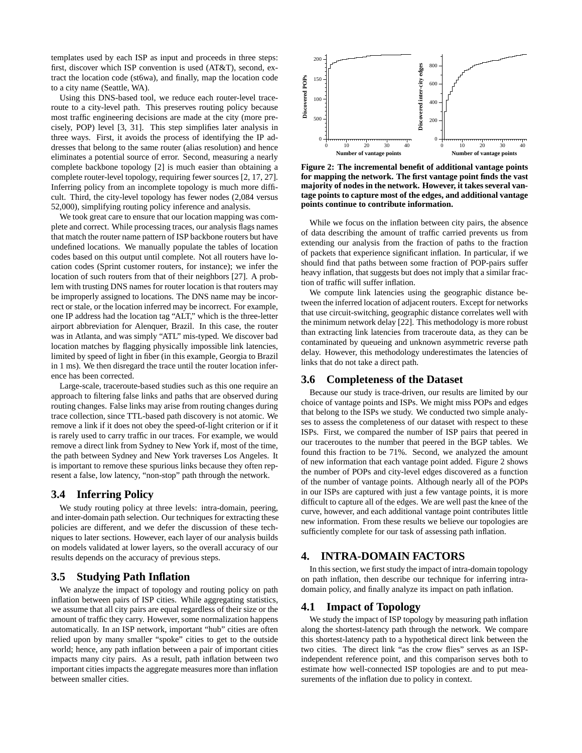templates used by each ISP as input and proceeds in three steps: first, discover which ISP convention is used (AT&T), second, extract the location code (st6wa), and finally, map the location code to a city name (Seattle, WA).

Using this DNS-based tool, we reduce each router-level traceroute to a city-level path. This preserves routing policy because most traffic engineering decisions are made at the city (more precisely, POP) level [3, 31]. This step simplifies later analysis in three ways. First, it avoids the process of identifying the IP addresses that belong to the same router (alias resolution) and hence eliminates a potential source of error. Second, measuring a nearly complete backbone topology [2] is much easier than obtaining a complete router-level topology, requiring fewer sources [2, 17, 27]. Inferring policy from an incomplete topology is much more difficult. Third, the city-level topology has fewer nodes (2,084 versus 52,000), simplifying routing policy inference and analysis.

We took great care to ensure that our location mapping was complete and correct. While processing traces, our analysis flags names that match the router name pattern of ISP backbone routers but have undefined locations. We manually populate the tables of location codes based on this output until complete. Not all routers have location codes (Sprint customer routers, for instance); we infer the location of such routers from that of their neighbors [27]. A problem with trusting DNS names for router location is that routers may be improperly assigned to locations. The DNS name may be incorrect or stale, or the location inferred may be incorrect. For example, one IP address had the location tag "ALT," which is the three-letter airport abbreviation for Alenquer, Brazil. In this case, the router was in Atlanta, and was simply "ATL" mis-typed. We discover bad location matches by flagging physically impossible link latencies, limited by speed of light in fiber (in this example, Georgia to Brazil in 1 ms). We then disregard the trace until the router location inference has been corrected.

Large-scale, traceroute-based studies such as this one require an approach to filtering false links and paths that are observed during routing changes. False links may arise from routing changes during trace collection, since TTL-based path discovery is not atomic. We remove a link if it does not obey the speed-of-light criterion or if it is rarely used to carry traffic in our traces. For example, we would remove a direct link from Sydney to New York if, most of the time, the path between Sydney and New York traverses Los Angeles. It is important to remove these spurious links because they often represent a false, low latency, "non-stop" path through the network.

## 3.4 Inferring Policy

We study routing policy at three levels: intra-domain, peering, and inter-domain path selection. Our techniques for extracting these policies are different, and we defer the discussion of these techniques to later sections. However, each layer of our analysis builds on models validated at lower layers, so the overall accuracy of our results depends on the accuracy of previous steps.

## 3.5 Studying Path Inflation

We analyze the impact of topology and routing policy on path inflation between pairs of ISP cities. While aggregating statistics, we assume that all city pairs are equal regardless of their size or the amount of traffic they carry. However, some normalization happens automatically. In an ISP network, important "hub" cities are often relied upon by many smaller "spoke" cities to get to the outside world; hence, any path inflation between a pair of important cities impacts many city pairs. As a result, path inflation between two important cities impacts the aggregate measures more than inflation between smaller cities.

Discovered POPs
200
150
100
500
0
0 10 20 30 40
Number of vantage points

Discovered inter-city edges
800
600
400
200
0
0 10 20 30 40
Number of vantage points

**Figure 2: The incremental benefit of additional vantage points for mapping the network. The first vantage point finds the vast majority of nodes in the network. However, it takes several vantage points to capture most of the edges, and additional vantage points continue to contribute information.**

While we focus on the inflation between city pairs, the absence of data describing the amount of traffic carried prevents us from extending our analysis from the fraction of paths to the fraction of packets that experience significant inflation. In particular, if we should find that paths between some fraction of POP-pairs suffer heavy inflation, that suggests but does not imply that a similar fraction of traffic will suffer inflation.

We compute link latencies using the geographic distance between the inferred location of adjacent routers. Except for networks that use circuit-switching, geographic distance correlates well with the minimum network delay [22]. This methodology is more robust than extracting link latencies from traceroute data, as they can be contaminated by queueing and unknown asymmetric reverse path delay. However, this methodology underestimates the latencies of links that do not take a direct path.

## 3.6 Completeness of the Dataset

Because our study is trace-driven, our results are limited by our choice of vantage points and ISPs. We might miss POPs and edges that belong to the ISPs we study. We conducted two simple analyses to assess the completeness of our dataset with respect to these ISPs. First, we compared the number of ISP pairs that peered in our traceroutes to the number that peered in the BGP tables. We found this fraction to be 71%. Second, we analyzed the amount of new information that each vantage point added. Figure 2 shows the number of POPs and city-level edges discovered as a function of the number of vantage points. Although nearly all of the POPs in our ISPs are captured with just a few vantage points, it is more difficult to capture all of the edges. We are well past the knee of the curve, however, and each additional vantage point contributes little new information. From these results we believe our topologies are sufficiently complete for our task of assessing path inflation.

# 4. INTRA-DOMAIN FACTORS

In this section, we first study the impact of intra-domain topology on path inflation, then describe our technique for inferring intra-domain policy, and finally analyze its impact on path inflation.

## 4.1 Impact of Topology

We study the impact of ISP topology by measuring path inflation along the shortest-latency path through the network. We compare this shortest-latency path to a hypothetical direct link between the two cities. The direct link "as the crow flies" serves as an ISP-independent reference point, and this comparison serves both to estimate how well-connected ISP topologies are and to put measurements of the inflation due to policy in context.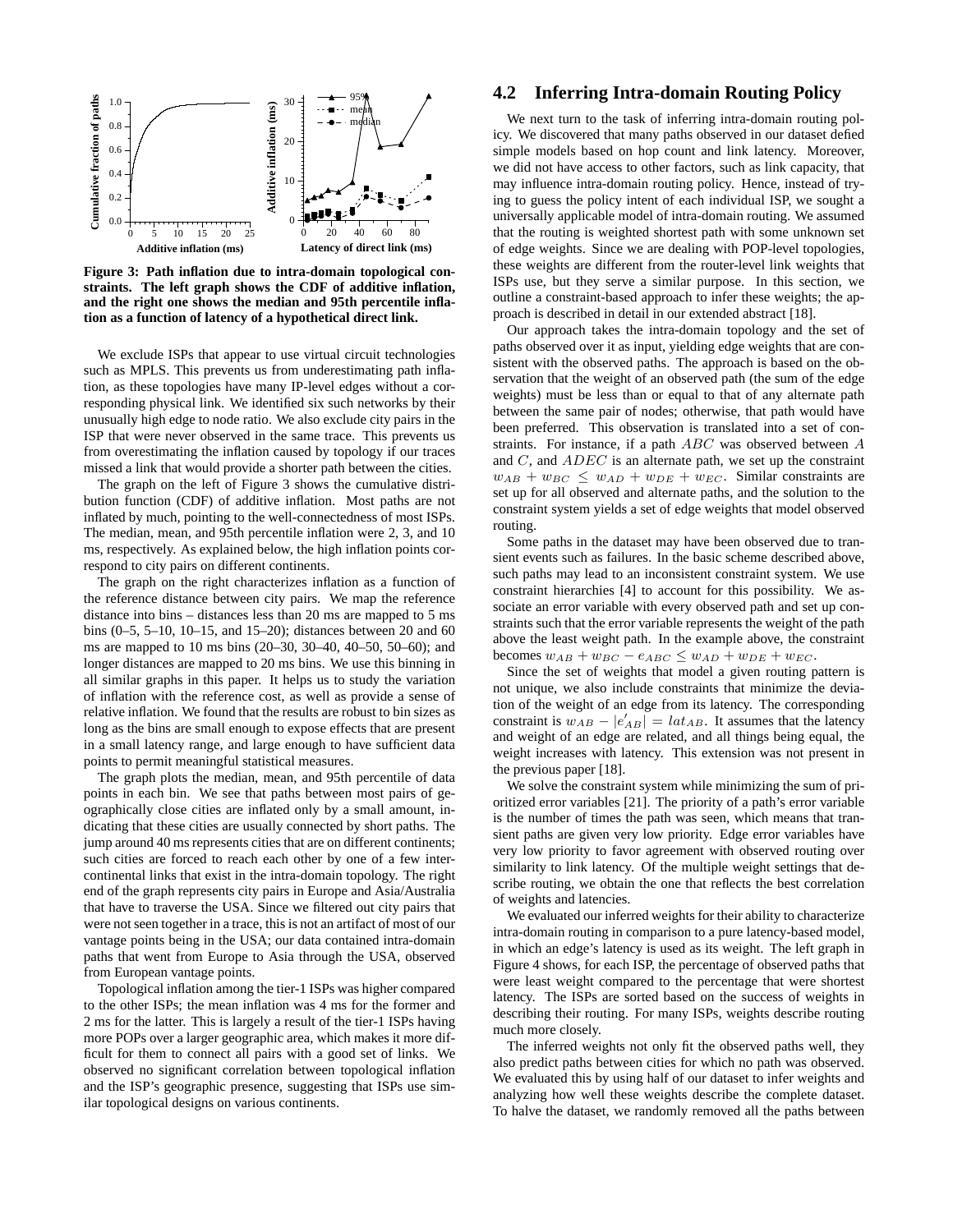Figure 3: Path inflation due to intra-domain topological constraints. The left graph shows the CDF of additive inflation, and the right one shows the median and 95th percentile inflation as a function of latency of a hypothetical direct link.

We exclude ISPs that appear to use virtual circuit technologies such as MPLS. This prevents us from underestimating path inflation, as these topologies have many IP-level edges without a corresponding physical link. We identified six such networks by their unusually high edge to node ratio. We also exclude city pairs in the ISP that were never observed in the same trace. This prevents us from overestimating the inflation caused by topology if our traces missed a link that would provide a shorter path between the cities.

The graph on the left of Figure 3 shows the cumulative distribution function (CDF) of additive inflation. Most paths are not inflated by much, pointing to the well-connectedness of most ISPs. The median, mean, and 95th percentile inflation were 2, 3, and 10 ms, respectively. As explained below, the high inflation points correspond to city pairs on different continents.

The graph on the right characterizes inflation as a function of the reference distance between city pairs. We map the reference distance into bins – distances less than 20 ms are mapped to 5 ms bins (0–5, 5–10, 10–15, and 15–20); distances between 20 and 60 ms are mapped to 10 ms bins (20–30, 30–40, 40–50, 50–60); and longer distances are mapped to 20 ms bins. We use this binning in all similar graphs in this paper. It helps us to study the variation of inflation with the reference cost, as well as provide a sense of relative inflation. We found that the results are robust to bin sizes as long as the bins are small enough to expose effects that are present in a small latency range, and large enough to have sufficient data points to permit meaningful statistical measures.

The graph plots the median, mean, and 95th percentile of data points in each bin. We see that paths between most pairs of geographically close cities are inflated only by a small amount, indicating that these cities are usually connected by short paths. The jump around 40 ms represents cities that are on different continents; such cities are forced to reach each other by one of a few intercontinental links that exist in the intra-domain topology. The right end of the graph represents city pairs in Europe and Asia/Australia that have to traverse the USA. Since we filtered out city pairs that were not seen together in a trace, this is not an artifact of most of our vantage points being in the USA; our data contained intra-domain paths that went from Europe to Asia through the USA, observed from European vantage points.

Topological inflation among the tier-1 ISPs was higher compared to the other ISPs; the mean inflation was 4 ms for the former and 2 ms for the latter. This is largely a result of the tier-1 ISPs having more POPs over a larger geographic area, which makes it more difficult for them to connect all pairs with a good set of links. We observed no significant correlation between topological inflation and the ISP's geographic presence, suggesting that ISPs use similar topological designs on various continents.

## 4.2 Inferring Intra-domain Routing Policy

We next turn to the task of inferring intra-domain routing policy. We discovered that many paths observed in our dataset defied simple models based on hop count and link latency. Moreover, we did not have access to other factors, such as link capacity, that may influence intra-domain routing policy. Hence, instead of trying to guess the policy intent of each individual ISP, we sought a universally applicable model of intra-domain routing. We assumed that the routing is weighted shortest path with some unknown set of edge weights. Since we are dealing with POP-level topologies, these weights are different from the router-level link weights that ISPs use, but they serve a similar purpose. In this section, we outline a constraint-based approach to infer these weights; the approach is described in detail in our extended abstract [18].

Our approach takes the intra-domain topology and the set of paths observed over it as input, yielding edge weights that are consistent with the observed paths. The approach is based on the observation that the weight of an observed path (the sum of the edge weights) must be less than or equal to that of any alternate path between the same pair of nodes; otherwise, that path would have been preferred. This observation is translated into a set of constraints. For instance, if a path $ABC$ was observed between $A$ and $C$, and $ADEC$ is an alternate path, we set up the constraint $w_{AB} + w_{BC} \leq w_{AD} + w_{DE} + w_{EC}$. Similar constraints are set up for all observed and alternate paths, and the solution to the constraint system yields a set of edge weights that model observed routing.

Some paths in the dataset may have been observed due to transient events such as failures. In the basic scheme described above, such paths may lead to an inconsistent constraint system. We use constraint hierarchies [4] to account for this possibility. We associate an error variable with every observed path and set up constraints such that the error variable represents the weight of the path above the least weight path. In the example above, the constraint becomes $w_{AB} + w_{BC} - e_{ABC} \leq w_{AD} + w_{DE} + w_{EC}$.

Since the set of weights that model a given routing pattern is not unique, we also include constraints that minimize the deviation of the weight of an edge from its latency. The corresponding constraint is $w_{AB} - |e'_{AB}| = lat_{AB}$. It assumes that the latency and weight of an edge are related, and all things being equal, the weight increases with latency. This extension was not present in the previous paper [18].

We solve the constraint system while minimizing the sum of prioritized error variables [21]. The priority of a path's error variable is the number of times the path was seen, which means that transient paths are given very low priority. Edge error variables have very low priority to favor agreement with observed routing over similarity to link latency. Of the multiple weight settings that describe routing, we obtain the one that reflects the best correlation of weights and latencies.

We evaluated our inferred weights for their ability to characterize intra-domain routing in comparison to a pure latency-based model, in which an edge's latency is used as its weight. The left graph in Figure 4 shows, for each ISP, the percentage of observed paths that were least weight compared to the percentage that were shortest latency. The ISPs are sorted based on the success of weights in describing their routing. For many ISPs, weights describe routing much more closely.

The inferred weights not only fit the observed paths well, they also predict paths between cities for which no path was observed. We evaluated this by using half of our dataset to infer weights and analyzing how well these weights describe the complete dataset. To halve the dataset, we randomly removed all the paths between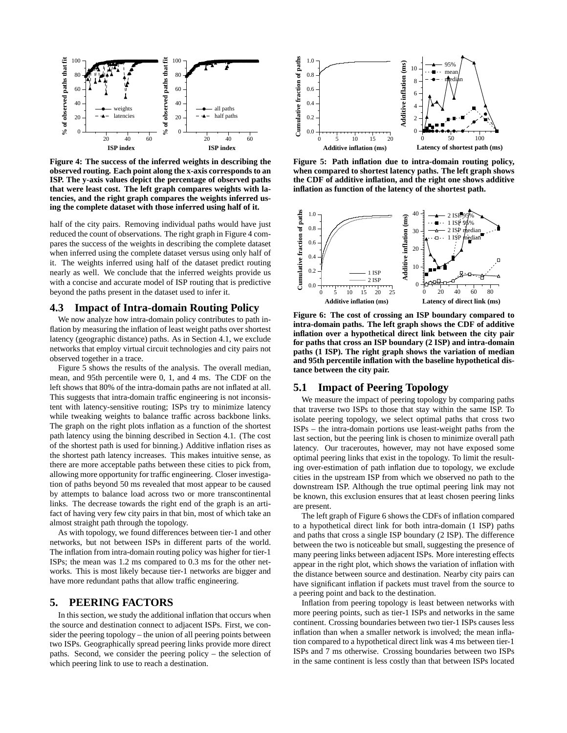Figure 4: The success of the inferred weights in describing the observed routing. Each point along the x-axis corresponds to an ISP. The y-axis values depict the percentage of observed paths that were least cost. The left graph compares weights with latencies, and the right graph compares the weights inferred using the complete dataset with those inferred using half of it.

half of the city pairs. Removing individual paths would have just reduced the count of observations. The right graph in Figure 4 compares the success of the weights in describing the complete dataset when inferred using the complete dataset versus using only half of it. The weights inferred using half of the dataset predict routing nearly as well. We conclude that the inferred weights provide us with a concise and accurate model of ISP routing that is predictive beyond the paths present in the dataset used to infer it.

## 4.3 Impact of Intra-domain Routing Policy

We now analyze how intra-domain policy contributes to path inflation by measuring the inflation of least weight paths over shortest latency (geographic distance) paths. As in Section 4.1, we exclude networks that employ virtual circuit technologies and city pairs not observed together in a trace.

Figure 5 shows the results of the analysis. The overall median, mean, and 95th percentile were 0, 1, and 4 ms. The CDF on the left shows that 80% of the intra-domain paths are not inflated at all. This suggests that intra-domain traffic engineering is not inconsistent with latency-sensitive routing; ISPs try to minimize latency while tweaking weights to balance traffic across backbone links. The graph on the right plots inflation as a function of the shortest path latency using the binning described in Section 4.1. (The cost of the shortest path is used for binning.) Additive inflation rises as the shortest path latency increases. This makes intuitive sense, as there are more acceptable paths between these cities to pick from, allowing more opportunity for traffic engineering. Closer investigation of paths beyond 50 ms revealed that most appear to be caused by attempts to balance load across two or more transcontinental links. The decrease towards the right end of the graph is an artifact of having very few city pairs in that bin, most of which take an almost straight path through the topology.

As with topology, we found differences between tier-1 and other networks, but not between ISPs in different parts of the world. The inflation from intra-domain routing policy was higher for tier-1 ISPs; the mean was 1.2 ms compared to 0.3 ms for the other networks. This is most likely because tier-1 networks are bigger and have more redundant paths that allow traffic engineering.

# 5. PEERING FACTORS

In this section, we study the additional inflation that occurs when the source and destination connect to adjacent ISPs. First, we consider the peering topology – the union of all peering points between two ISPs. Geographically spread peering links provide more direct paths. Second, we consider the peering policy – the selection of which peering link to use to reach a destination.

Figure 5: Path inflation due to intra-domain routing policy, when compared to shortest latency paths. The left graph shows the CDF of additive inflation, and the right one shows additive inflation as function of the latency of the shortest path.

Figure 6: The cost of crossing an ISP boundary compared to intra-domain paths. The left graph shows the CDF of additive inflation over a hypothetical direct link between the city pair for paths that cross an ISP boundary (2 ISP) and intra-domain paths (1 ISP). The right graph shows the variation of median and 95th percentile inflation with the baseline hypothetical distance between the city pair.

## 5.1 Impact of Peering Topology

We measure the impact of peering topology by comparing paths that traverse two ISPs to those that stay within the same ISP. To isolate peering topology, we select optimal paths that cross two ISPs – the intra-domain portions use least-weight paths from the last section, but the peering link is chosen to minimize overall path latency. Our traceroutes, however, may not have exposed some optimal peering links that exist in the topology. To limit the resulting over-estimation of path inflation due to topology, we exclude cities in the upstream ISP from which we observed no path to the downstream ISP. Although the true optimal peering link may not be known, this exclusion ensures that at least chosen peering links are present.

The left graph of Figure 6 shows the CDFs of inflation compared to a hypothetical direct link for both intra-domain (1 ISP) paths and paths that cross a single ISP boundary (2 ISP). The difference between the two is noticeable but small, suggesting the presence of many peering links between adjacent ISPs. More interesting effects appear in the right plot, which shows the variation of inflation with the distance between source and destination. Nearby city pairs can have significant inflation if packets must travel from the source to a peering point and back to the destination.

Inflation from peering topology is least between networks with more peering points, such as tier-1 ISPs and networks in the same continent. Crossing boundaries between two tier-1 ISPs causes less inflation than when a smaller network is involved; the mean inflation compared to a hypothetical direct link was 4 ms between tier-1 ISPs and 7 ms otherwise. Crossing boundaries between two ISPs in the same continent is less costly than that between ISPs located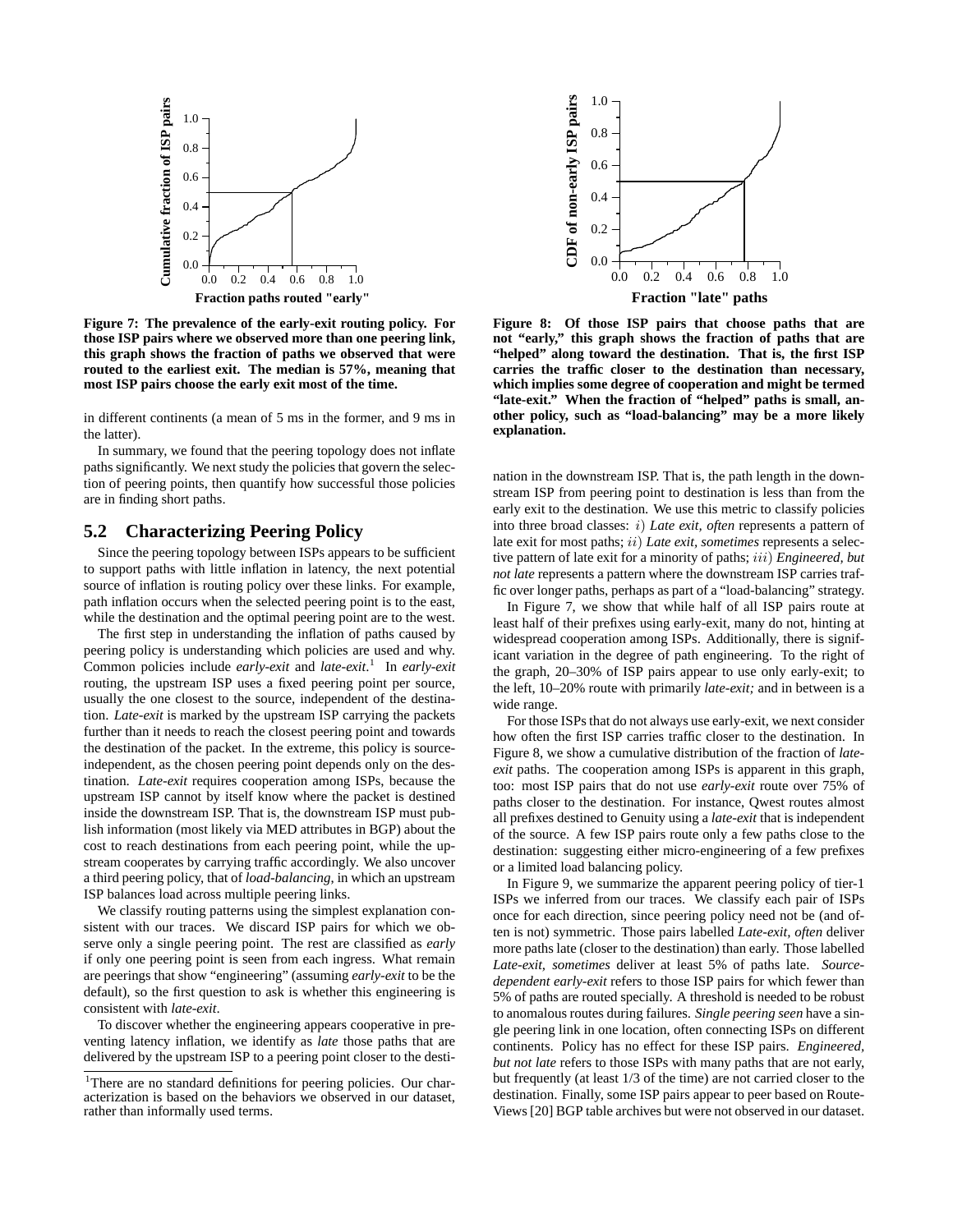Cumulative fraction of ISP pairs

1.0

0.8

0.6

0.4

0.2

0.0

0.0 0.2 0.4 0.6 0.8 1.0

Fraction paths routed "early"

**Figure 7: The prevalence of the early-exit routing policy. For those ISP pairs where we observed more than one peering link, this graph shows the fraction of paths we observed that were routed to the earliest exit. The median is 57%, meaning that most ISP pairs choose the early exit most of the time.**

CDF of non-early ISP pairs

1.0

0.8

0.6

0.4

0.2

0.0

0.0 0.2 0.4 0.6 0.8 1.0

Fraction "late" paths

**Figure 8: Of those ISP pairs that choose paths that are not "early," this graph shows the fraction of paths that are "helped" along toward the destination. That is, the first ISP carries the traffic closer to the destination than necessary, which implies some degree of cooperation and might be termed "late-exit." When the fraction of "helped" paths is small, another policy, such as "load-balancing" may be a more likely explanation.**

in different continents (a mean of 5 ms in the former, and 9 ms in the latter).

In summary, we found that the peering topology does not inflate paths significantly. We next study the policies that govern the selection of peering points, then quantify how successful those policies are in finding short paths.

## 5.2 Characterizing Peering Policy

Since the peering topology between ISPs appears to be sufficient to support paths with little inflation in latency, the next potential source of inflation is routing policy over these links. For example, path inflation occurs when the selected peering point is to the east, while the destination and the optimal peering point are to the west.

The first step in understanding the inflation of paths caused by peering policy is understanding which policies are used and why. Common policies include *early-exit* and *late-exit*.[1] In *early-exit* routing, the upstream ISP uses a fixed peering point per source, usually the one closest to the source, independent of the destination. *Late-exit* is marked by the upstream ISP carrying the packets further than it needs to reach the closest peering point and towards the destination of the packet. In the extreme, this policy is source-independent, as the chosen peering point depends only on the destination. *Late-exit* requires cooperation among ISPs, because the upstream ISP cannot by itself know where the packet is destined inside the downstream ISP. That is, the downstream ISP must publish information (most likely via MED attributes in BGP) about the cost to reach destinations from each peering point, while the upstream cooperates by carrying traffic accordingly. We also uncover a third peering policy, that of *load-balancing*, in which an upstream ISP balances load across multiple peering links.

We classify routing patterns using the simplest explanation consistent with our traces. We discard ISP pairs for which we observe only a single peering point. The rest are classified as *early* if only one peering point is seen from each ingress. What remain are peerings that show "engineering" (assuming *early-exit* to be the default), so the first question to ask is whether this engineering is consistent with *late-exit*.

To discover whether the engineering appears cooperative in preventing latency inflation, we identify as *late* those paths that are delivered by the upstream ISP to a peering point closer to the destination in the downstream ISP. That is, the path length in the downstream ISP from peering point to destination is less than from the early exit to the destination. We use this metric to classify policies into three broad classes: $i)$ *Late exit, often* represents a pattern of late exit for most paths; $ii)$ *Late exit, sometimes* represents a selective pattern of late exit for a minority of paths; $iii)$ *Engineered, but not late* represents a pattern where the downstream ISP carries traffic over longer paths, perhaps as part of a "load-balancing" strategy.

In Figure 7, we show that while half of all ISP pairs route at least half of their prefixes using early-exit, many do not, hinting at widespread cooperation among ISPs. Additionally, there is significant variation in the degree of path engineering. To the right of the graph, 20–30% of ISP pairs appear to use only early-exit; to the left, 10–20% route with primarily *late-exit;* and in between is a wide range.

For those ISPs that do not always use early-exit, we next consider how often the first ISP carries traffic closer to the destination. In Figure 8, we show a cumulative distribution of the fraction of *late-exit* paths. The cooperation among ISPs is apparent in this graph, too: most ISP pairs that do not use *early-exit* route over 75% of paths closer to the destination. For instance, Qwest routes almost all prefixes destined to Genuity using a *late-exit* that is independent of the source. A few ISP pairs route only a few paths close to the destination: suggesting either micro-engineering of a few prefixes or a limited load balancing policy.

In Figure 9, we summarize the apparent peering policy of tier-1 ISPs we inferred from our traces. We classify each pair of ISPs once for each direction, since peering policy need not be (and often is not) symmetric. Those pairs labelled *Late-exit, often* deliver more paths late (closer to the destination) than early. Those labelled *Late-exit, sometimes* deliver at least 5% of paths late. *Source-dependent early-exit* refers to those ISP pairs for which fewer than 5% of paths are routed specially. A threshold is needed to be robust to anomalous routes during failures. *Single peering seen* have a single peering link in one location, often connecting ISPs on different continents. Policy has no effect for these ISP pairs. *Engineered, but not late* refers to those ISPs with many paths that are not early, but frequently (at least 1/3 of the time) are not carried closer to the destination. Finally, some ISP pairs appear to peer based on Route-Views [20] BGP table archives but were not observed in our dataset.

[1] There are no standard definitions for peering policies. Our characterization is based on the behaviors we observed in our dataset, rather than informally used terms.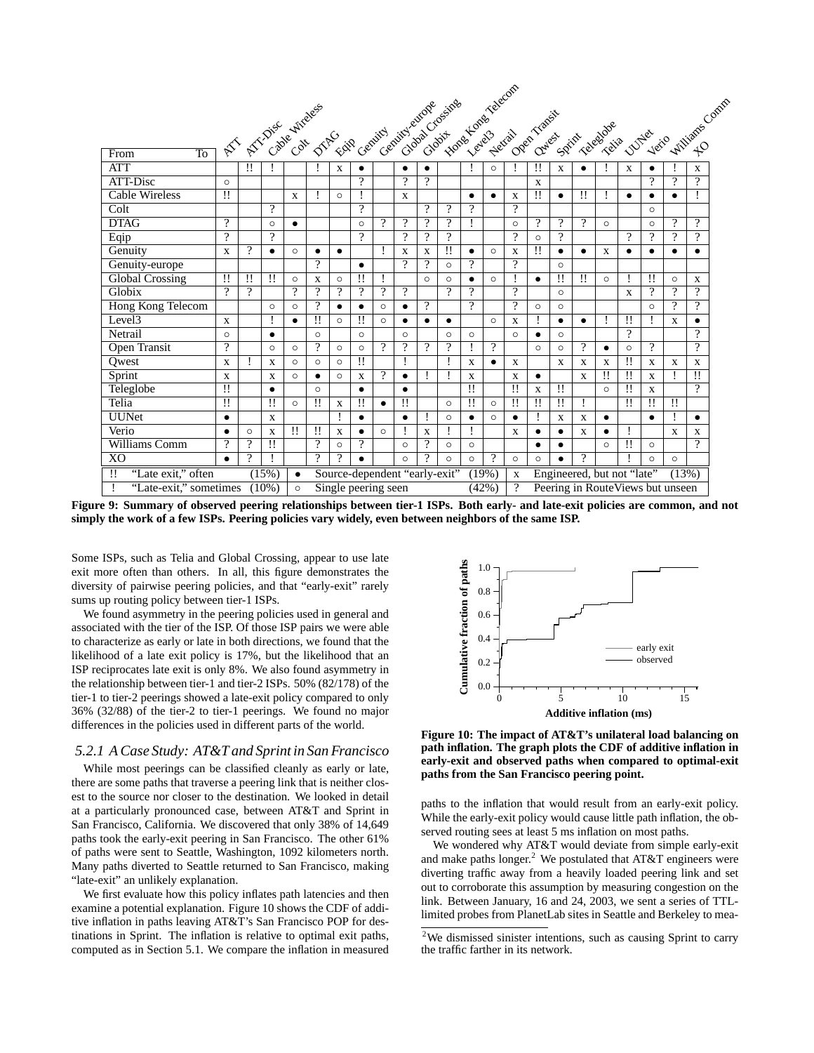| From / To | ATT | ATT-Disc | Cable Wireless | Colt | DTAG | Eqip | Genuity | Genuity-europe | Global Crossing | Globix | Hong Kong Telecom | Level3 | Netrail | Open Transit | Qwest | Sprint | Teleglobe | Telia | UUNet | Verio | Williams Comm | XO |
|---|---|---|---|---|---|---|---|---|---|---|---|---|---|---|---|---|---|---|---|---|---|---|
| ATT | | !! | ! | | ! | x | ● | | ● | ● | | ! | ○ | ! | !! | x | ● | ! | x | ● | ! | x |
| ATT-Disc | ○ | | | | | | ? | | ? | ? | | | | | x | | | | | ? | ? | ? |
| Cable Wireless | !! | | | x | ! | ○ | ! | | x | | | ● | ● | x | !! | ● | !! | ! | ● | ● | ● | ! |
| Colt | | | ? | | | | ? | | | ? | ? | ? | | ? | | | | | | ○ | | |
| DTAG | ? | | ○ | ● | | | ○ | ? | ? | ? | ? | ! | | ○ | ? | ? | ? | ○ | | ○ | ? | ? |
| Eqip | ? | | ? | | | | ? | | ? | ? | ? | | | ? | ? | | | | ? | ? | ? | ? |
| Genuity | x | ? | ● | ○ | ● | ● | | ! | x | x | !! | ● | ○ | x | !! | ● | ● | x | ● | ● | ● | ● |
| Genuity-europe | | | | | ? | | ● | | ? | ? | ○ | ? | | ? | | ○ | | | | | | |
| Global Crossing | !! | !! | !! | ○ | x | ○ | !! | ! | | ○ | ○ | ● | ○ | ! | ● | !! | !! | ○ | ! | !! | ○ | x |
| Globix | ? | ? | | ? | ? | ? | ? | ? | ? | | ? | ? | | ? | | ○ | | | x | ? | ? | ? |
| Hong Kong Telecom | | | ○ | ○ | ? | ● | ● | ○ | ● | ? | | ? | | ? | ○ | ○ | | | | ○ | ? | ? |
| Level3 | x | | ! | ● | !! | ○ | !! | ○ | ● | ● | ● | | ○ | x | ! | ● | ● | ! | !! | ! | x | ● |
| Netrail | ○ | | ● | | ○ | | ○ | | ○ | | ○ | ○ | | ○ | ● | ○ | | | ? | | | ? |
| Open Transit | ? | | ○ | ○ | ? | ○ | ○ | ? | ? | ? | ? | ! | ? | | ○ | ○ | ? | ● | ○ | ? | | ? |
| Qwest | x | ! | x | ○ | ○ | ○ | !! | | ! | | ! | x | ● | x | | x | x | x | !! | x | x | x |
| Sprint | x | | x | ○ | ● | ○ | x | ? | ● | ! | ! | x | | x | ● | | x | !! | !! | x | ! | !! |
| Teleglobe | !! | | ● | | ○ | | ● | | ● | | | !! | | !! | x | !! | | ○ | !! | x | | ? |
| Telia | !! | | !! | ○ | !! | x | !! | ● | !! | | ○ | !! | ○ | !! | !! | !! | ! | | !! | !! | !! | |
| UUNet | ● | | x | | | ! | ● | | ● | ! | ○ | ● | ○ | ● | ! | x | x | ● | | ● | ! | ● |
| Verio | ● | ○ | x | !! | !! | x | ● | ○ | ! | x | ! | ! | | x | ● | ● | x | ● | ! | | x | x |
| Williams Comm | ? | ? | !! | | ? | ○ | ? | | ○ | ? | ○ | ○ | | | ● | ● | | ○ | !! | ○ | | ? |
| XO | ● | ? | ! | | ? | ? | ● | | ○ | ? | ○ | ○ | ? | ○ | ○ | ● | ? | | ! | ○ | ○ | |

| Symbol | Meaning | Share |
|---|---|---|
| !! | "Late exit," often | (15%) |
| ! | "Late-exit," sometimes | (10%) |
| ● | Source-dependent "early-exit" | (19%) |
| ○ | Single peering seen | (42%) |
| x | Engineered, but not "late" | (13%) |
| ? | Peering in RouteViews but unseen | |

**Figure 9: Summary of observed peering relationships between tier-1 ISPs. Both early- and late-exit policies are common, and not simply the work of a few ISPs. Peering policies vary widely, even between neighbors of the same ISP.**

Some ISPs, such as Telia and Global Crossing, appear to use late exit more often than others. In all, this figure demonstrates the diversity of pairwise peering policies, and that "early-exit" rarely sums up routing policy between tier-1 ISPs.

We found asymmetry in the peering policies used in general and associated with the tier of the ISP. Of those ISP pairs we were able to characterize as early or late in both directions, we found that the likelihood of a late exit policy is 17%, but the likelihood that an ISP reciprocates late exit is only 8%. We also found asymmetry in the relationship between tier-1 and tier-2 ISPs. 50% (82/178) of the tier-1 to tier-2 peerings showed a late-exit policy compared to only 36% (32/88) of the tier-2 to tier-1 peerings. We found no major differences in the policies used in different parts of the world.

### 5.2.1 A Case Study: AT&T and Sprint in San Francisco

While most peerings can be classified cleanly as early or late, there are some paths that traverse a peering link that is neither closest to the source nor closer to the destination. We looked in detail at a particularly pronounced case, between AT&T and Sprint in San Francisco, California. We discovered that only 38% of 14,649 paths took the early-exit peering in San Francisco. The other 61% of paths were sent to Seattle, Washington, 1092 kilometers north. Many paths diverted to Seattle returned to San Francisco, making "late-exit" an unlikely explanation.

We first evaluate how this policy inflates path latencies and then examine a potential explanation. Figure 10 shows the CDF of additive inflation in paths leaving AT&T's San Francisco POP for destinations in Sprint. The inflation is relative to optimal exit paths, computed as in Section 5.1. We compare the inflation in measured paths to the inflation that would result from an early-exit policy. While the early-exit policy would cause little path inflation, the observed routing sees at least 5 ms inflation on most paths.

**Figure 10: The impact of AT&T's unilateral load balancing on path inflation. The graph plots the CDF of additive inflation in early-exit and observed paths when compared to optimal-exit paths from the San Francisco peering point.**

We wondered why AT&T would deviate from simple early-exit and make paths longer.[2] We postulated that AT&T engineers were diverting traffic away from a heavily loaded peering link and set out to corroborate this assumption by measuring congestion on the link. Between January, 16 and 24, 2003, we sent a series of TTL-limited probes from PlanetLab sites in Seattle and Berkeley to mea-

[2] We dismissed sinister intentions, such as causing Sprint to carry the traffic farther in its network.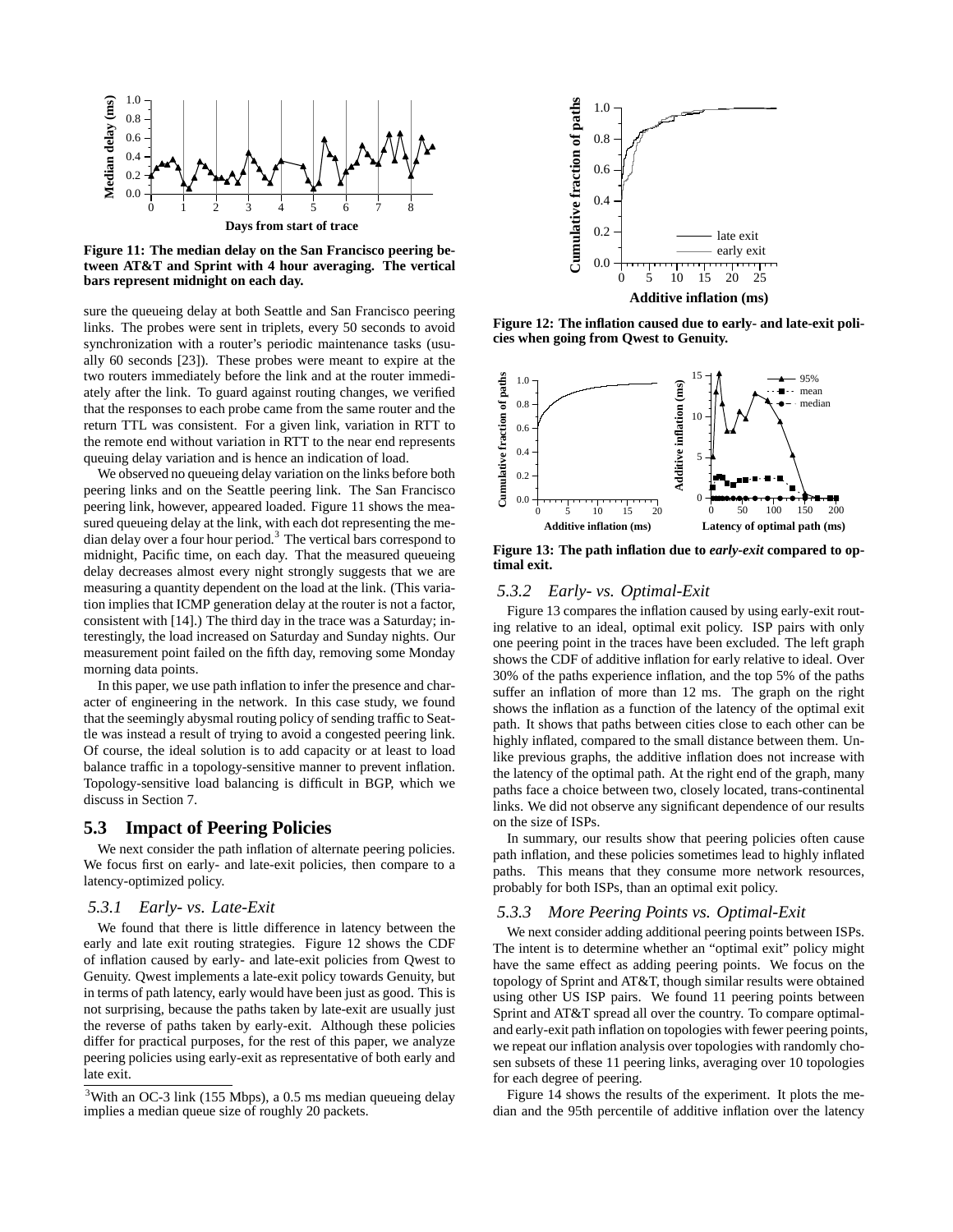**Figure 11: The median delay on the San Francisco peering between AT&T and Sprint with 4 hour averaging. The vertical bars represent midnight on each day.**

sure the queueing delay at both Seattle and San Francisco peering links. The probes were sent in triplets, every 50 seconds to avoid synchronization with a router's periodic maintenance tasks (usually 60 seconds [23]). These probes were meant to expire at the two routers immediately before the link and at the router immediately after the link. To guard against routing changes, we verified that the responses to each probe came from the same router and the return TTL was consistent. For a given link, variation in RTT to the remote end without variation in RTT to the near end represents queuing delay variation and is hence an indication of load.

We observed no queueing delay variation on the links before both peering links and on the Seattle peering link. The San Francisco peering link, however, appeared loaded. Figure 11 shows the measured queueing delay at the link, with each dot representing the median delay over a four hour period.[3] The vertical bars correspond to midnight, Pacific time, on each day. That the measured queueing delay decreases almost every night strongly suggests that we are measuring a quantity dependent on the load at the link. (This variation implies that ICMP generation delay at the router is not a factor, consistent with [14].) The third day in the trace was a Saturday; interestingly, the load increased on Saturday and Sunday nights. Our measurement point failed on the fifth day, removing some Monday morning data points.

In this paper, we use path inflation to infer the presence and character of engineering in the network. In this case study, we found that the seemingly abysmal routing policy of sending traffic to Seattle was instead a result of trying to avoid a congested peering link. Of course, the ideal solution is to add capacity or at least to load balance traffic in a topology-sensitive manner to prevent inflation. Topology-sensitive load balancing is difficult in BGP, which we discuss in Section 7.

## 5.3 Impact of Peering Policies

We next consider the path inflation of alternate peering policies. We focus first on early- and late-exit policies, then compare to a latency-optimized policy.

### *5.3.1 Early- vs. Late-Exit*

We found that there is little difference in latency between the early and late exit routing strategies. Figure 12 shows the CDF of inflation caused by early- and late-exit policies from Qwest to Genuity. Qwest implements a late-exit policy towards Genuity, but in terms of path latency, early would have been just as good. This is not surprising, because the paths taken by late-exit are usually just the reverse of paths taken by early-exit. Although these policies differ for practical purposes, for the rest of this paper, we analyze peering policies using early-exit as representative of both early and late exit.

[3] With an OC-3 link (155 Mbps), a 0.5 ms median queueing delay implies a median queue size of roughly 20 packets.

**Figure 12: The inflation caused due to early- and late-exit policies when going from Qwest to Genuity.**

**Figure 13: The path inflation due to *early-exit* compared to optimal exit.**

### *5.3.2 Early- vs. Optimal-Exit*

Figure 13 compares the inflation caused by using early-exit routing relative to an ideal, optimal exit policy. ISP pairs with only one peering point in the traces have been excluded. The left graph shows the CDF of additive inflation for early relative to ideal. Over 30% of the paths experience inflation, and the top 5% of the paths suffer an inflation of more than 12 ms. The graph on the right shows the inflation as a function of the latency of the optimal exit path. It shows that paths between cities close to each other can be highly inflated, compared to the small distance between them. Unlike previous graphs, the additive inflation does not increase with the latency of the optimal path. At the right end of the graph, many paths face a choice between two, closely located, trans-continental links. We did not observe any significant dependence of our results on the size of ISPs.

In summary, our results show that peering policies often cause path inflation, and these policies sometimes lead to highly inflated paths. This means that they consume more network resources, probably for both ISPs, than an optimal exit policy.

### *5.3.3 More Peering Points vs. Optimal-Exit*

We next consider adding additional peering points between ISPs. The intent is to determine whether an "optimal exit" policy might have the same effect as adding peering points. We focus on the topology of Sprint and AT&T, though similar results were obtained using other US ISP pairs. We found 11 peering points between Sprint and AT&T spread all over the country. To compare optimal- and early-exit path inflation on topologies with fewer peering points, we repeat our inflation analysis over topologies with randomly chosen subsets of these 11 peering links, averaging over 10 topologies for each degree of peering.

Figure 14 shows the results of the experiment. It plots the median and the 95th percentile of additive inflation over the latency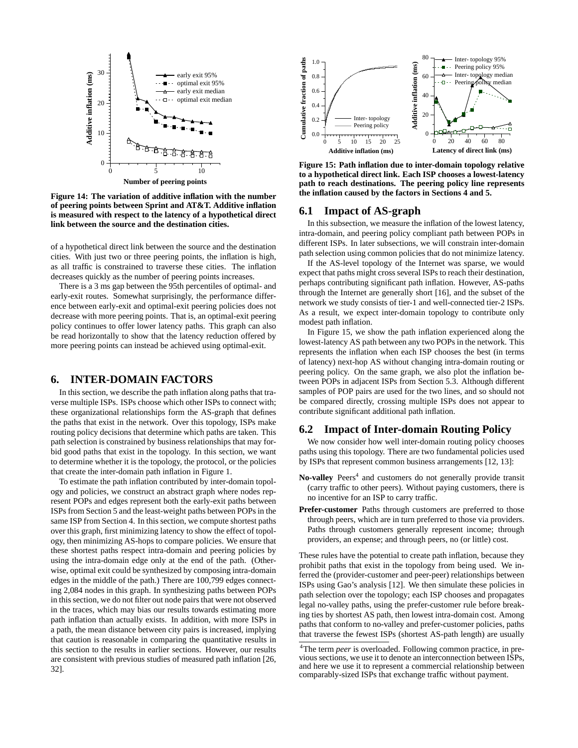Additive inflation (ms)

30

20

10

0

0 5 10

Number of peering points

early exit 95%
optimal exit 95%
early exit median
optimal exit median

**Figure 14: The variation of additive inflation with the number of peering points between Sprint and AT&T. Additive inflation is measured with respect to the latency of a hypothetical direct link between the source and the destination cities.**

of a hypothetical direct link between the source and the destination cities. With just two or three peering points, the inflation is high, as all traffic is constrained to traverse these cities. The inflation decreases quickly as the number of peering points increases.

There is a 3 ms gap between the 95th percentiles of optimal- and early-exit routes. Somewhat surprisingly, the performance difference between early-exit and optimal-exit peering policies does not decrease with more peering points. That is, an optimal-exit peering policy continues to offer lower latency paths. This graph can also be read horizontally to show that the latency reduction offered by more peering points can instead be achieved using optimal-exit.

## 6. INTER-DOMAIN FACTORS

In this section, we describe the path inflation along paths that traverse multiple ISPs. ISPs choose which other ISPs to connect with; these organizational relationships form the AS-graph that defines the paths that exist in the network. Over this topology, ISPs make routing policy decisions that determine which paths are taken. This path selection is constrained by business relationships that may forbid good paths that exist in the topology. In this section, we want to determine whether it is the topology, the protocol, or the policies that create the inter-domain path inflation in Figure 1.

To estimate the path inflation contributed by inter-domain topology and policies, we construct an abstract graph where nodes represent POPs and edges represent both the early-exit paths between ISPs from Section 5 and the least-weight paths between POPs in the same ISP from Section 4. In this section, we compute shortest paths over this graph, first minimizing latency to show the effect of topology, then minimizing AS-hops to compare policies. We ensure that these shortest paths respect intra-domain and peering policies by using the intra-domain edge only at the end of the path. (Otherwise, optimal exit could be synthesized by composing intra-domain edges in the middle of the path.) There are 100,799 edges connecting 2,084 nodes in this graph. In synthesizing paths between POPs in this section, we do not filter out node pairs that were not observed in the traces, which may bias our results towards estimating more path inflation than actually exists. In addition, with more ISPs in a path, the mean distance between city pairs is increased, implying that caution is reasonable in comparing the quantitative results in this section to the results in earlier sections. However, our results are consistent with previous studies of measured path inflation [26, 32].

Cumulative fraction of paths

1.0

0.8

0.6

0.4

0.2

0.0

0 5 10 15 20 25

Additive inflation (ms)

Inter- topology
Peering policy

Additive inflation (ms)

80

60

40

20

0

0 20 40 60 80

Latency of direct link (ms)

Inter- topology 95%
Peering policy 95%
Inter- topology median
Peering policy median

**Figure 15: Path inflation due to inter-domain topology relative to a hypothetical direct link. Each ISP chooses a lowest-latency path to reach destinations. The peering policy line represents the inflation caused by the factors in Sections 4 and 5.**

### 6.1 Impact of AS-graph

In this subsection, we measure the inflation of the lowest latency, intra-domain, and peering policy compliant path between POPs in different ISPs. In later subsections, we will constrain inter-domain path selection using common policies that do not minimize latency.

If the AS-level topology of the Internet was sparse, we would expect that paths might cross several ISPs to reach their destination, perhaps contributing significant path inflation. However, AS-paths through the Internet are generally short [16], and the subset of the network we study consists of tier-1 and well-connected tier-2 ISPs. As a result, we expect inter-domain topology to contribute only modest path inflation.

In Figure 15, we show the path inflation experienced along the lowest-latency AS path between any two POPs in the network. This represents the inflation when each ISP chooses the best (in terms of latency) next-hop AS without changing intra-domain routing or peering policy. On the same graph, we also plot the inflation between POPs in adjacent ISPs from Section 5.3. Although different samples of POP pairs are used for the two lines, and so should not be compared directly, crossing multiple ISPs does not appear to contribute significant additional path inflation.

### 6.2 Impact of Inter-domain Routing Policy

We now consider how well inter-domain routing policy chooses paths using this topology. There are two fundamental policies used by ISPs that represent common business arrangements [12, 13]:

- **No-valley** Peers[4] and customers do not generally provide transit (carry traffic to other peers). Without paying customers, there is no incentive for an ISP to carry traffic.
- **Prefer-customer** Paths through customers are preferred to those through peers, which are in turn preferred to those via providers. Paths through customers generally represent income; through providers, an expense; and through peers, no (or little) cost.

These rules have the potential to create path inflation, because they prohibit paths that exist in the topology from being used. We inferred the (provider-customer and peer-peer) relationships between ISPs using Gao's analysis [12]. We then simulate these policies in path selection over the topology; each ISP chooses and propagates legal no-valley paths, using the prefer-customer rule before breaking ties by shortest AS path, then lowest intra-domain cost. Among paths that conform to no-valley and prefer-customer policies, paths that traverse the fewest ISPs (shortest AS-path length) are usually

[4]The term *peer* is overloaded. Following common practice, in previous sections, we use it to denote an interconnection between ISPs, and here we use it to represent a commercial relationship between comparably-sized ISPs that exchange traffic without payment.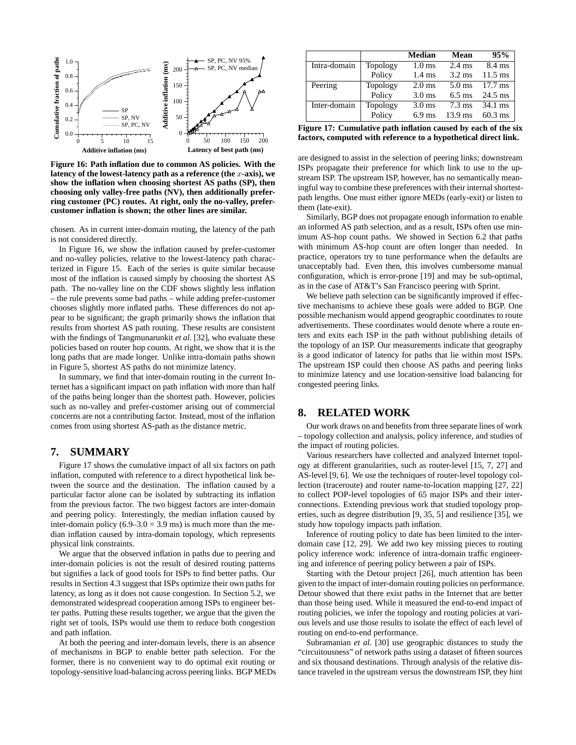Figure 16: Path inflation due to common AS policies. With the latency of the lowest-latency path as a reference (the $x$-axis), we show the inflation when choosing shortest AS paths (SP), then choosing only valley-free paths (NV), then additionally preferring customer (PC) routes. At right, only the no-valley, prefer-customer inflation is shown; the other lines are similar.

chosen. As in current inter-domain routing, the latency of the path is not considered directly.

In Figure 16, we show the inflation caused by prefer-customer and no-valley policies, relative to the lowest-latency path characterized in Figure 15. Each of the series is quite similar because most of the inflation is caused simply by choosing the shortest AS path. The no-valley line on the CDF shows slightly less inflation – the rule prevents some bad paths – while adding prefer-customer chooses slightly more inflated paths. These differences do not appear to be significant; the graph primarily shows the inflation that results from shortest AS path routing. These results are consistent with the findings of Tangmunarunkit *et al.* [32], who evaluate these policies based on router hop counts. At right, we show that it is the long paths that are made longer. Unlike intra-domain paths shown in Figure 5, shortest AS paths do not minimize latency.

In summary, we find that inter-domain routing in the current Internet has a significant impact on path inflation with more than half of the paths being longer than the shortest path. However, policies such as no-valley and prefer-customer arising out of commercial concerns are not a contributing factor. Instead, most of the inflation comes from using shortest AS-path as the distance metric.

## 7. SUMMARY

Figure 17 shows the cumulative impact of all six factors on path inflation, computed with reference to a direct hypothetical link between the source and the destination. The inflation caused by a particular factor alone can be isolated by subtracting its inflation from the previous factor. The two biggest factors are inter-domain and peering policy. Interestingly, the median inflation caused by inter-domain policy (6.9–3.0 = 3.9 ms) is much more than the median inflation caused by intra-domain topology, which represents physical link constraints.

We argue that the observed inflation in paths due to peering and inter-domain policies is not the result of desired routing patterns but signifies a lack of good tools for ISPs to find better paths. Our results in Section 4.3 suggest that ISPs optimize their own paths for latency, as long as it does not cause congestion. In Section 5.2, we demonstrated widespread cooperation among ISPs to engineer better paths. Putting these results together, we argue that the given the right set of tools, ISPs would use them to reduce both congestion and path inflation.

At both the peering and inter-domain levels, there is an absence of mechanisms in BGP to enable better path selection. For the former, there is no convenient way to do optimal exit routing or topology-sensitive load-balancing across peering links. BGP MEDs

|  |  | Median | Mean | 95% |
|---|---|---|---|---|
| Intra-domain | Topology | 1.0 ms | 2.4 ms | 8.4 ms |
|  | Policy | 1.4 ms | 3.2 ms | 11.5 ms |
| Peering | Topology | 2.0 ms | 5.0 ms | 17.7 ms |
|  | Policy | 3.0 ms | 6.5 ms | 24.5 ms |
| Inter-domain | Topology | 3.0 ms | 7.3 ms | 34.1 ms |
|  | Policy | 6.9 ms | 13.9 ms | 60.3 ms |

Figure 17: Cumulative path inflation caused by each of the six factors, computed with reference to a hypothetical direct link.

are designed to assist in the selection of peering links; downstream ISPs propagate their preference for which link to use to the upstream ISP. The upstream ISP, however, has no semantically meaningful way to combine these preferences with their internal shortest-path lengths. One must either ignore MEDs (early-exit) or listen to them (late-exit).

Similarly, BGP does not propagate enough information to enable an informed AS path selection, and as a result, ISPs often use minimum AS-hop count paths. We showed in Section 6.2 that paths with minimum AS-hop count are often longer than needed. In practice, operators try to tune performance when the defaults are unacceptably bad. Even then, this involves cumbersome manual configuration, which is error-prone [19] and may be sub-optimal, as in the case of AT&T's San Francisco peering with Sprint.

We believe path selection can be significantly improved if effective mechanisms to achieve these goals were added to BGP. One possible mechanism would append geographic coordinates to route advertisements. These coordinates would denote where a route enters and exits each ISP in the path without publishing details of the topology of an ISP. Our measurements indicate that geography is a good indicator of latency for paths that lie within most ISPs. The upstream ISP could then choose AS paths and peering links to minimize latency and use location-sensitive load balancing for congested peering links.

## 8. RELATED WORK

Our work draws on and benefits from three separate lines of work – topology collection and analysis, policy inference, and studies of the impact of routing policies.

Various researchers have collected and analyzed Internet topology at different granularities, such as router-level [15, 7, 27] and AS-level [9, 6]. We use the techniques of router-level topology collection (traceroute) and router name-to-location mapping [27, 22] to collect POP-level topologies of 65 major ISPs and their interconnections. Extending previous work that studied topology properties, such as degree distribution [9, 35, 5] and resilience [35], we study how topology impacts path inflation.

Inference of routing policy to date has been limited to the inter-domain case [12, 29]. We add two key missing pieces to routing policy inference work: inference of intra-domain traffic engineering and inference of peering policy between a pair of ISPs.

Starting with the Detour project [26], much attention has been given to the impact of inter-domain routing policies on performance. Detour showed that there exist paths in the Internet that are better than those being used. While it measured the end-to-end impact of routing policies, we infer the topology and routing policies at various levels and use those results to isolate the effect of each level of routing on end-to-end performance.

Subramanian *et al.* [30] use geographic distances to study the "circuitousness" of network paths using a dataset of fifteen sources and six thousand destinations. Through analysis of the relative distance traveled in the upstream versus the downstream ISP, they hint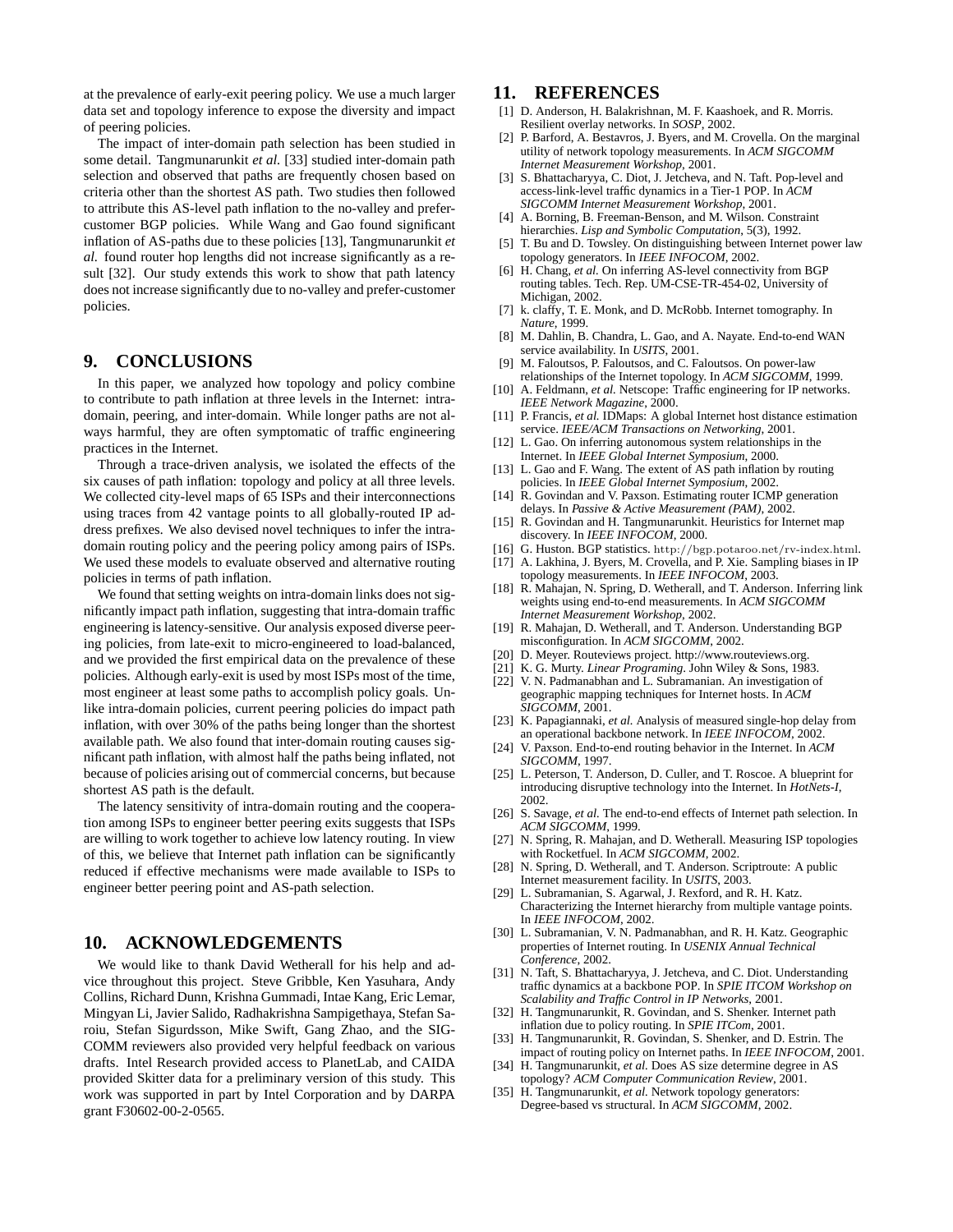at the prevalence of early-exit peering policy. We use a much larger data set and topology inference to expose the diversity and impact of peering policies.

The impact of inter-domain path selection has been studied in some detail. Tangmunarunkit *et al.* [33] studied inter-domain path selection and observed that paths are frequently chosen based on criteria other than the shortest AS path. Two studies then followed to attribute this AS-level path inflation to the no-valley and prefer-customer BGP policies. While Wang and Gao found significant inflation of AS-paths due to these policies [13], Tangmunarunkit *et al.* found router hop lengths did not increase significantly as a result [32]. Our study extends this work to show that path latency does not increase significantly due to no-valley and prefer-customer policies.

## 9. CONCLUSIONS

In this paper, we analyzed how topology and policy combine to contribute to path inflation at three levels in the Internet: intra-domain, peering, and inter-domain. While longer paths are not always harmful, they are often symptomatic of traffic engineering practices in the Internet.

Through a trace-driven analysis, we isolated the effects of the six causes of path inflation: topology and policy at all three levels. We collected city-level maps of 65 ISPs and their interconnections using traces from 42 vantage points to all globally-routed IP address prefixes. We also devised novel techniques to infer the intra-domain routing policy and the peering policy among pairs of ISPs. We used these models to evaluate observed and alternative routing policies in terms of path inflation.

We found that setting weights on intra-domain links does not significantly impact path inflation, suggesting that intra-domain traffic engineering is latency-sensitive. Our analysis exposed diverse peering policies, from late-exit to micro-engineered to load-balanced, and we provided the first empirical data on the prevalence of these policies. Although early-exit is used by most ISPs most of the time, most engineer at least some paths to accomplish policy goals. Unlike intra-domain policies, current peering policies do impact path inflation, with over 30% of the paths being longer than the shortest available path. We also found that inter-domain routing causes significant path inflation, with almost half the paths being inflated, not because of policies arising out of commercial concerns, but because shortest AS path is the default.

The latency sensitivity of intra-domain routing and the cooperation among ISPs to engineer better peering exits suggests that ISPs are willing to work together to achieve low latency routing. In view of this, we believe that Internet path inflation can be significantly reduced if effective mechanisms were made available to ISPs to engineer better peering point and AS-path selection.

## 10. ACKNOWLEDGEMENTS

We would like to thank David Wetherall for his help and advice throughout this project. Steve Gribble, Ken Yasuhara, Andy Collins, Richard Dunn, Krishna Gummadi, Intae Kang, Eric Lemar, Mingyan Li, Javier Salido, Radhakrishna Sampigethaya, Stefan Saroiu, Stefan Sigurdsson, Mike Swift, Gang Zhao, and the SIGCOMM reviewers also provided very helpful feedback on various drafts. Intel Research provided access to PlanetLab, and CAIDA provided Skitter data for a preliminary version of this study. This work was supported in part by Intel Corporation and by DARPA grant F30602-00-2-0565.

## 11. REFERENCES

[1] D. Anderson, H. Balakrishnan, M. F. Kaashoek, and R. Morris. Resilient overlay networks. In *SOSP*, 2002.

[2] P. Barford, A. Bestavros, J. Byers, and M. Crovella. On the marginal utility of network topology measurements. In *ACM SIGCOMM Internet Measurement Workshop*, 2001.

[3] S. Bhattacharyya, C. Diot, J. Jetcheva, and N. Taft. Pop-level and access-link-level traffic dynamics in a Tier-1 POP. In *ACM SIGCOMM Internet Measurement Workshop*, 2001.

[4] A. Borning, B. Freeman-Benson, and M. Wilson. Constraint hierarchies. *Lisp and Symbolic Computation*, 5(3), 1992.

[5] T. Bu and D. Towsley. On distinguishing between Internet power law topology generators. In *IEEE INFOCOM*, 2002.

[6] H. Chang, *et al.* On inferring AS-level connectivity from BGP routing tables. Tech. Rep. UM-CSE-TR-454-02, University of Michigan, 2002.

[7] k. claffy, T. E. Monk, and D. McRobb. Internet tomography. In *Nature*, 1999.

[8] M. Dahlin, B. Chandra, L. Gao, and A. Nayate. End-to-end WAN service availability. In *USITS*, 2001.

[9] M. Faloutsos, P. Faloutsos, and C. Faloutsos. On power-law relationships of the Internet topology. In *ACM SIGCOMM*, 1999.

[10] A. Feldmann, *et al.* Netscope: Traffic engineering for IP networks. *IEEE Network Magazine*, 2000.

[11] P. Francis, *et al.* IDMaps: A global Internet host distance estimation service. *IEEE/ACM Transactions on Networking*, 2001.

[12] L. Gao. On inferring autonomous system relationships in the Internet. In *IEEE Global Internet Symposium*, 2000.

[13] L. Gao and F. Wang. The extent of AS path inflation by routing policies. In *IEEE Global Internet Symposium*, 2002.

[14] R. Govindan and V. Paxson. Estimating router ICMP generation delays. In *Passive & Active Measurement (PAM)*, 2002.

[15] R. Govindan and H. Tangmunarunkit. Heuristics for Internet map discovery. In *IEEE INFOCOM*, 2000.

[16] G. Huston. BGP statistics. http://bgp.potaroo.net/rv-index.html.

[17] A. Lakhina, J. Byers, M. Crovella, and P. Xie. Sampling biases in IP topology measurements. In *IEEE INFOCOM*, 2003.

[18] R. Mahajan, N. Spring, D. Wetherall, and T. Anderson. Inferring link weights using end-to-end measurements. In *ACM SIGCOMM Internet Measurement Workshop*, 2002.

[19] R. Mahajan, D. Wetherall, and T. Anderson. Understanding BGP misconfiguration. In *ACM SIGCOMM*, 2002.

[20] D. Meyer. Routeviews project. http://www.routeviews.org.

[21] K. G. Murty. *Linear Programing*. John Wiley & Sons, 1983.

[22] V. N. Padmanabhan and L. Subramanian. An investigation of geographic mapping techniques for Internet hosts. In *ACM SIGCOMM*, 2001.

[23] K. Papagiannaki, *et al.* Analysis of measured single-hop delay from an operational backbone network. In *IEEE INFOCOM*, 2002.

[24] V. Paxson. End-to-end routing behavior in the Internet. In *ACM SIGCOMM*, 1997.

[25] L. Peterson, T. Anderson, D. Culler, and T. Roscoe. A blueprint for introducing disruptive technology into the Internet. In *HotNets-I*, 2002.

[26] S. Savage, *et al.* The end-to-end effects of Internet path selection. In *ACM SIGCOMM*, 1999.

[27] N. Spring, R. Mahajan, and D. Wetherall. Measuring ISP topologies with Rocketfuel. In *ACM SIGCOMM*, 2002.

[28] N. Spring, D. Wetherall, and T. Anderson. Scriptroute: A public Internet measurement facility. In *USITS*, 2003.

[29] L. Subramanian, S. Agarwal, J. Rexford, and R. H. Katz. Characterizing the Internet hierarchy from multiple vantage points. In *IEEE INFOCOM*, 2002.

[30] L. Subramanian, V. N. Padmanabhan, and R. H. Katz. Geographic properties of Internet routing. In *USENIX Annual Technical Conference*, 2002.

[31] N. Taft, S. Bhattacharyya, J. Jetcheva, and C. Diot. Understanding traffic dynamics at a backbone POP. In *SPIE ITCOM Workshop on Scalability and Traffic Control in IP Networks*, 2001.

[32] H. Tangmunarunkit, R. Govindan, and S. Shenker. Internet path inflation due to policy routing. In *SPIE ITCom*, 2001.

[33] H. Tangmunarunkit, R. Govindan, S. Shenker, and D. Estrin. The impact of routing policy on Internet paths. In *IEEE INFOCOM*, 2001.

[34] H. Tangmunarunkit, *et al.* Does AS size determine degree in AS topology? *ACM Computer Communication Review*, 2001.

[35] H. Tangmunarunkit, *et al.* Network topology generators: Degree-based vs structural. In *ACM SIGCOMM*, 2002.